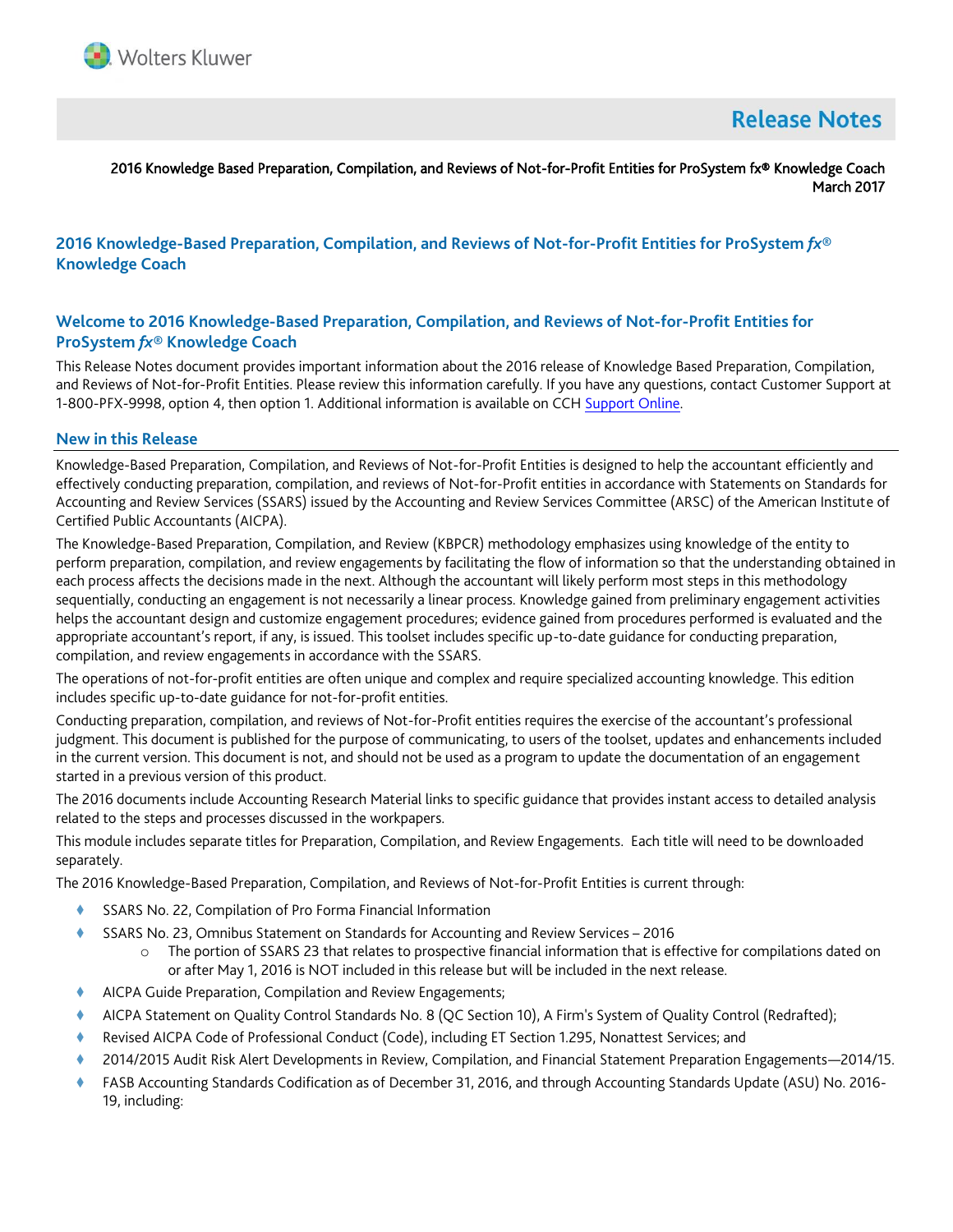# Release Notes

2016 Knowledge Based Preparation, Compilation, and Reviews of Not-for-Profit Entities for ProSystem fx® Knowledge Coach
March 2017

## 2016 Knowledge-Based Preparation, Compilation, and Reviews of Not-for-Profit Entities for ProSystem *fx*® Knowledge Coach

## Welcome to 2016 Knowledge-Based Preparation, Compilation, and Reviews of Not-for-Profit Entities for ProSystem *fx*® Knowledge Coach

This Release Notes document provides important information about the 2016 release of Knowledge Based Preparation, Compilation, and Reviews of Not-for-Profit Entities. Please review this information carefully. If you have any questions, contact Customer Support at 1-800-PFX-9998, option 4, then option 1. Additional information is available on CCH Support Online.

## New in this Release

Knowledge-Based Preparation, Compilation, and Reviews of Not-for-Profit Entities is designed to help the accountant efficiently and effectively conducting preparation, compilation, and reviews of Not-for-Profit entities in accordance with Statements on Standards for Accounting and Review Services (SSARS) issued by the Accounting and Review Services Committee (ARSC) of the American Institute of Certified Public Accountants (AICPA).

The Knowledge-Based Preparation, Compilation, and Review (KBPCR) methodology emphasizes using knowledge of the entity to perform preparation, compilation, and review engagements by facilitating the flow of information so that the understanding obtained in each process affects the decisions made in the next. Although the accountant will likely perform most steps in this methodology sequentially, conducting an engagement is not necessarily a linear process. Knowledge gained from preliminary engagement activities helps the accountant design and customize engagement procedures; evidence gained from procedures performed is evaluated and the appropriate accountant's report, if any, is issued. This toolset includes specific up-to-date guidance for conducting preparation, compilation, and review engagements in accordance with the SSARS.

The operations of not-for-profit entities are often unique and complex and require specialized accounting knowledge. This edition includes specific up-to-date guidance for not-for-profit entities.

Conducting preparation, compilation, and reviews of Not-for-Profit entities requires the exercise of the accountant's professional judgment. This document is published for the purpose of communicating, to users of the toolset, updates and enhancements included in the current version. This document is not, and should not be used as a program to update the documentation of an engagement started in a previous version of this product.

The 2016 documents include Accounting Research Material links to specific guidance that provides instant access to detailed analysis related to the steps and processes discussed in the workpapers.

This module includes separate titles for Preparation, Compilation, and Review Engagements. Each title will need to be downloaded separately.

The 2016 Knowledge-Based Preparation, Compilation, and Reviews of Not-for-Profit Entities is current through:

- SSARS No. 22, Compilation of Pro Forma Financial Information
- SSARS No. 23, Omnibus Statement on Standards for Accounting and Review Services – 2016
  - The portion of SSARS 23 that relates to prospective financial information that is effective for compilations dated on or after May 1, 2016 is NOT included in this release but will be included in the next release.
- AICPA Guide Preparation, Compilation and Review Engagements;
- AICPA Statement on Quality Control Standards No. 8 (QC Section 10), A Firm's System of Quality Control (Redrafted);
- Revised AICPA Code of Professional Conduct (Code), including ET Section 1.295, Nonattest Services; and
- 2014/2015 Audit Risk Alert Developments in Review, Compilation, and Financial Statement Preparation Engagements—2014/15.
- FASB Accounting Standards Codification as of December 31, 2016, and through Accounting Standards Update (ASU) No. 2016-19, including: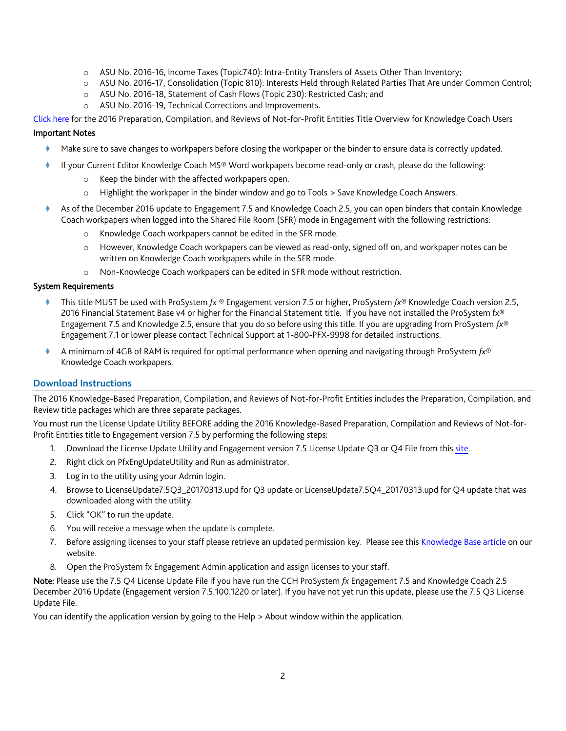- ASU No. 2016-16, Income Taxes (Topic740): Intra-Entity Transfers of Assets Other Than Inventory;
  - ASU No. 2016-17, Consolidation (Topic 810): Interests Held through Related Parties That Are under Common Control;
  - ASU No. 2016-18, Statement of Cash Flows (Topic 230): Restricted Cash; and
  - ASU No. 2016-19, Technical Corrections and Improvements.

Click here for the 2016 Preparation, Compilation, and Reviews of Not-for-Profit Entities Title Overview for Knowledge Coach Users

**Important Notes**

- Make sure to save changes to workpapers before closing the workpaper or the binder to ensure data is correctly updated.
- If your Current Editor Knowledge Coach MS® Word workpapers become read-only or crash, please do the following:
  - Keep the binder with the affected workpapers open.
  - Highlight the workpaper in the binder window and go to Tools > Save Knowledge Coach Answers.
- As of the December 2016 update to Engagement 7.5 and Knowledge Coach 2.5, you can open binders that contain Knowledge Coach workpapers when logged into the Shared File Room (SFR) mode in Engagement with the following restrictions:
  - Knowledge Coach workpapers cannot be edited in the SFR mode.
  - However, Knowledge Coach workpapers can be viewed as read-only, signed off on, and workpaper notes can be written on Knowledge Coach workpapers while in the SFR mode.
  - Non-Knowledge Coach workpapers can be edited in SFR mode without restriction.

**System Requirements**

- This title MUST be used with ProSystem *fx* ® Engagement version 7.5 or higher, ProSystem *fx*® Knowledge Coach version 2.5, 2016 Financial Statement Base v4 or higher for the Financial Statement title. If you have not installed the ProSystem fx® Engagement 7.5 and Knowledge 2.5, ensure that you do so before using this title. If you are upgrading from ProSystem *fx*® Engagement 7.1 or lower please contact Technical Support at 1-800-PFX-9998 for detailed instructions.
- A minimum of 4GB of RAM is required for optimal performance when opening and navigating through ProSystem *fx*® Knowledge Coach workpapers.

## Download Instructions

The 2016 Knowledge-Based Preparation, Compilation, and Reviews of Not-for-Profit Entities includes the Preparation, Compilation, and Review title packages which are three separate packages.

You must run the License Update Utility BEFORE adding the 2016 Knowledge-Based Preparation, Compilation and Reviews of Not-for-Profit Entities title to Engagement version 7.5 by performing the following steps:

1. Download the License Update Utility and Engagement version 7.5 License Update Q3 or Q4 File from this site.
2. Right click on PfxEngUpdateUtility and Run as administrator.
3. Log in to the utility using your Admin login.
4. Browse to LicenseUpdate7.5Q3_20170313.upd for Q3 update or LicenseUpdate7.5Q4_20170313.upd for Q4 update that was downloaded along with the utility.
5. Click "OK" to run the update.
6. You will receive a message when the update is complete.
7. Before assigning licenses to your staff please retrieve an updated permission key. Please see this Knowledge Base article on our website.
8. Open the ProSystem fx Engagement Admin application and assign licenses to your staff.

**Note:** Please use the 7.5 Q4 License Update File if you have run the CCH ProSystem *fx* Engagement 7.5 and Knowledge Coach 2.5 December 2016 Update (Engagement version 7.5.100.1220 or later). If you have not yet run this update, please use the 7.5 Q3 License Update File.

You can identify the application version by going to the Help > About window within the application.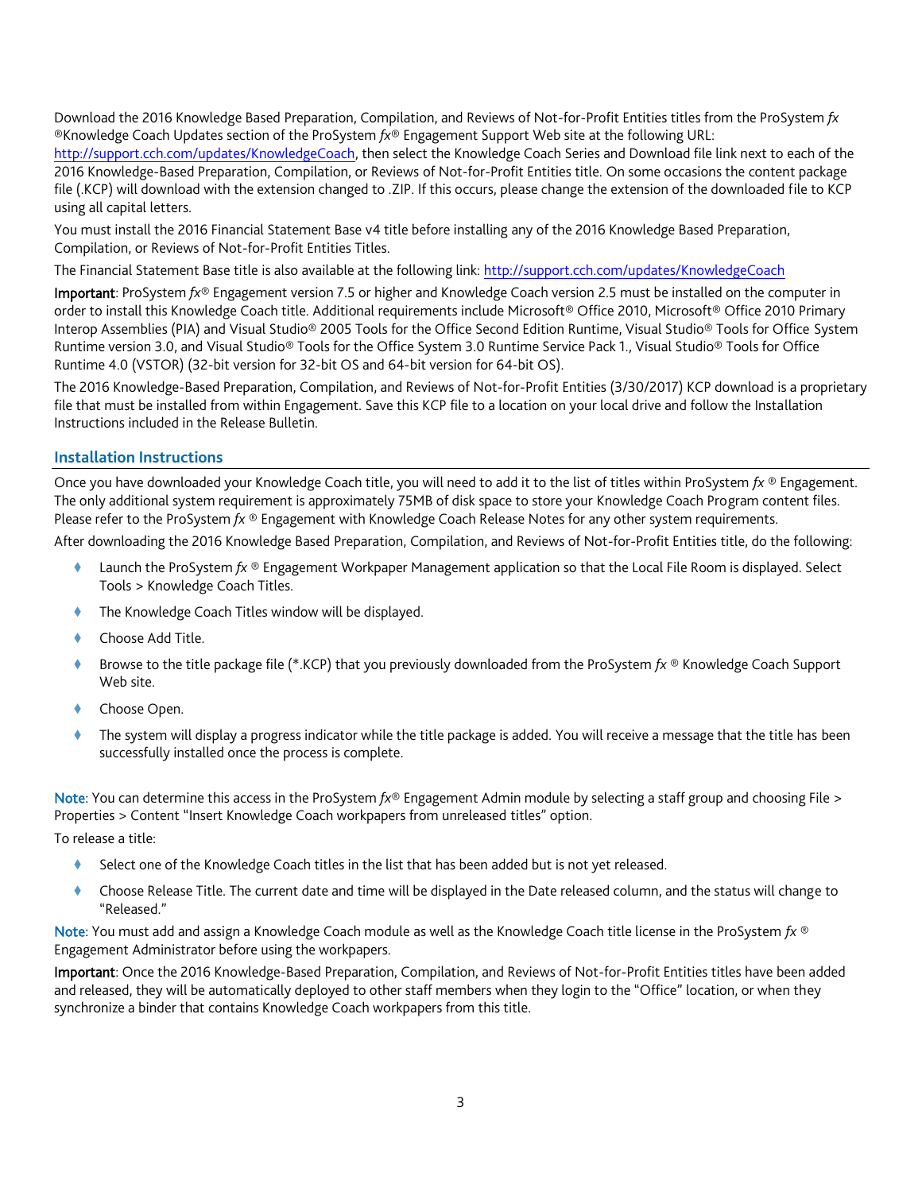Download the 2016 Knowledge Based Preparation, Compilation, and Reviews of Not-for-Profit Entities titles from the ProSystem *fx* ®Knowledge Coach Updates section of the ProSystem *fx*® Engagement Support Web site at the following URL: http://support.cch.com/updates/KnowledgeCoach, then select the Knowledge Coach Series and Download file link next to each of the 2016 Knowledge-Based Preparation, Compilation, or Reviews of Not-for-Profit Entities title. On some occasions the content package file (.KCP) will download with the extension changed to .ZIP. If this occurs, please change the extension of the downloaded file to KCP using all capital letters.

You must install the 2016 Financial Statement Base v4 title before installing any of the 2016 Knowledge Based Preparation, Compilation, or Reviews of Not-for-Profit Entities Titles.

The Financial Statement Base title is also available at the following link: http://support.cch.com/updates/KnowledgeCoach

**Important**: ProSystem *fx*® Engagement version 7.5 or higher and Knowledge Coach version 2.5 must be installed on the computer in order to install this Knowledge Coach title. Additional requirements include Microsoft® Office 2010, Microsoft® Office 2010 Primary Interop Assemblies (PIA) and Visual Studio® 2005 Tools for the Office Second Edition Runtime, Visual Studio® Tools for Office System Runtime version 3.0, and Visual Studio® Tools for the Office System 3.0 Runtime Service Pack 1., Visual Studio® Tools for Office Runtime 4.0 (VSTOR) (32-bit version for 32-bit OS and 64-bit version for 64-bit OS).

The 2016 Knowledge-Based Preparation, Compilation, and Reviews of Not-for-Profit Entities (3/30/2017) KCP download is a proprietary file that must be installed from within Engagement. Save this KCP file to a location on your local drive and follow the Installation Instructions included in the Release Bulletin.

## Installation Instructions

Once you have downloaded your Knowledge Coach title, you will need to add it to the list of titles within ProSystem *fx* ® Engagement. The only additional system requirement is approximately 75MB of disk space to store your Knowledge Coach Program content files. Please refer to the ProSystem *fx* ® Engagement with Knowledge Coach Release Notes for any other system requirements.

After downloading the 2016 Knowledge Based Preparation, Compilation, and Reviews of Not-for-Profit Entities title, do the following:

- Launch the ProSystem *fx* ® Engagement Workpaper Management application so that the Local File Room is displayed. Select Tools > Knowledge Coach Titles.
- The Knowledge Coach Titles window will be displayed.
- Choose Add Title.
- Browse to the title package file (*.KCP) that you previously downloaded from the ProSystem *fx* ® Knowledge Coach Support Web site.
- Choose Open.
- The system will display a progress indicator while the title package is added. You will receive a message that the title has been successfully installed once the process is complete.

Note: You can determine this access in the ProSystem *fx*® Engagement Admin module by selecting a staff group and choosing File > Properties > Content "Insert Knowledge Coach workpapers from unreleased titles" option.

To release a title:

- Select one of the Knowledge Coach titles in the list that has been added but is not yet released.
- Choose Release Title. The current date and time will be displayed in the Date released column, and the status will change to "Released."

Note: You must add and assign a Knowledge Coach module as well as the Knowledge Coach title license in the ProSystem *fx* ® Engagement Administrator before using the workpapers.

**Important**: Once the 2016 Knowledge-Based Preparation, Compilation, and Reviews of Not-for-Profit Entities titles have been added and released, they will be automatically deployed to other staff members when they login to the "Office" location, or when they synchronize a binder that contains Knowledge Coach workpapers from this title.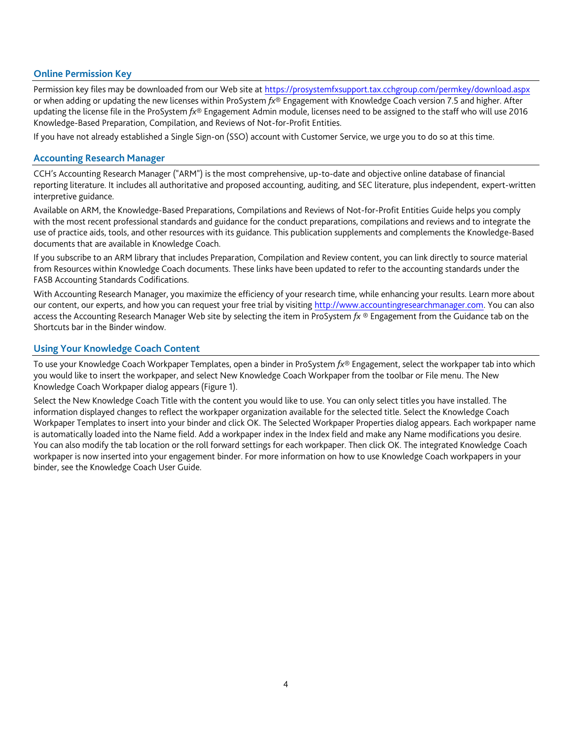## Online Permission Key

Permission key files may be downloaded from our Web site at https://prosystemfxsupport.tax.cchgroup.com/permkey/download.aspx or when adding or updating the new licenses within ProSystem *fx*® Engagement with Knowledge Coach version 7.5 and higher. After updating the license file in the ProSystem *fx*® Engagement Admin module, licenses need to be assigned to the staff who will use 2016 Knowledge-Based Preparation, Compilation, and Reviews of Not-for-Profit Entities.

If you have not already established a Single Sign-on (SSO) account with Customer Service, we urge you to do so at this time.

## Accounting Research Manager

CCH's Accounting Research Manager ("ARM") is the most comprehensive, up-to-date and objective online database of financial reporting literature. It includes all authoritative and proposed accounting, auditing, and SEC literature, plus independent, expert-written interpretive guidance.

Available on ARM, the Knowledge-Based Preparations, Compilations and Reviews of Not-for-Profit Entities Guide helps you comply with the most recent professional standards and guidance for the conduct preparations, compilations and reviews and to integrate the use of practice aids, tools, and other resources with its guidance. This publication supplements and complements the Knowledge-Based documents that are available in Knowledge Coach.

If you subscribe to an ARM library that includes Preparation, Compilation and Review content, you can link directly to source material from Resources within Knowledge Coach documents. These links have been updated to refer to the accounting standards under the FASB Accounting Standards Codifications.

With Accounting Research Manager, you maximize the efficiency of your research time, while enhancing your results. Learn more about our content, our experts, and how you can request your free trial by visiting http://www.accountingresearchmanager.com. You can also access the Accounting Research Manager Web site by selecting the item in ProSystem *fx* ® Engagement from the Guidance tab on the Shortcuts bar in the Binder window.

## Using Your Knowledge Coach Content

To use your Knowledge Coach Workpaper Templates, open a binder in ProSystem *fx*® Engagement, select the workpaper tab into which you would like to insert the workpaper, and select New Knowledge Coach Workpaper from the toolbar or File menu. The New Knowledge Coach Workpaper dialog appears (Figure 1).

Select the New Knowledge Coach Title with the content you would like to use. You can only select titles you have installed. The information displayed changes to reflect the workpaper organization available for the selected title. Select the Knowledge Coach Workpaper Templates to insert into your binder and click OK. The Selected Workpaper Properties dialog appears. Each workpaper name is automatically loaded into the Name field. Add a workpaper index in the Index field and make any Name modifications you desire. You can also modify the tab location or the roll forward settings for each workpaper. Then click OK. The integrated Knowledge Coach workpaper is now inserted into your engagement binder. For more information on how to use Knowledge Coach workpapers in your binder, see the Knowledge Coach User Guide.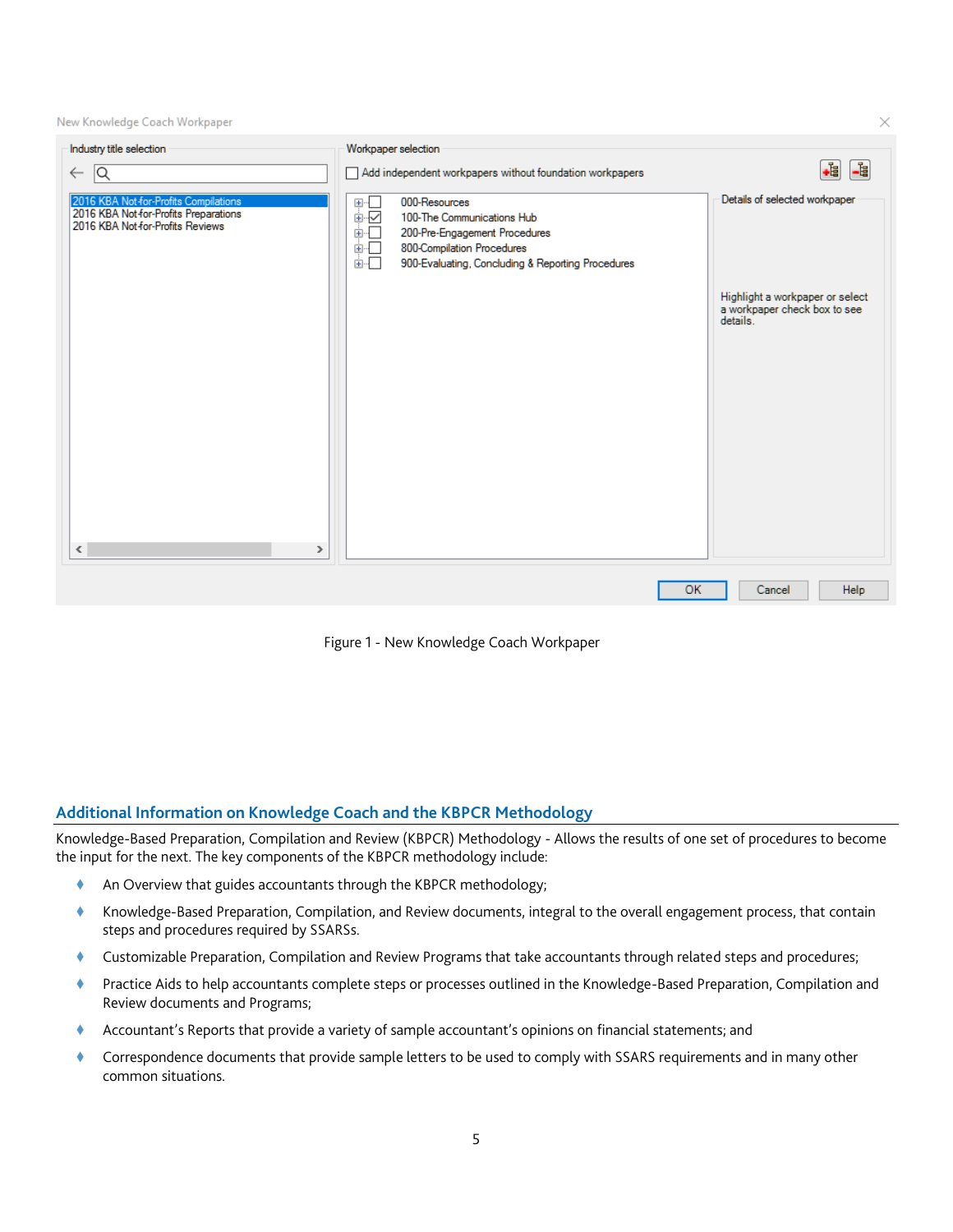Figure 1 - New Knowledge Coach Workpaper

## Additional Information on Knowledge Coach and the KBPCR Methodology

Knowledge-Based Preparation, Compilation and Review (KBPCR) Methodology - Allows the results of one set of procedures to become the input for the next. The key components of the KBPCR methodology include:

- An Overview that guides accountants through the KBPCR methodology;
- Knowledge-Based Preparation, Compilation, and Review documents, integral to the overall engagement process, that contain steps and procedures required by SSARSs.
- Customizable Preparation, Compilation and Review Programs that take accountants through related steps and procedures;
- Practice Aids to help accountants complete steps or processes outlined in the Knowledge-Based Preparation, Compilation and Review documents and Programs;
- Accountant's Reports that provide a variety of sample accountant's opinions on financial statements; and
- Correspondence documents that provide sample letters to be used to comply with SSARS requirements and in many other common situations.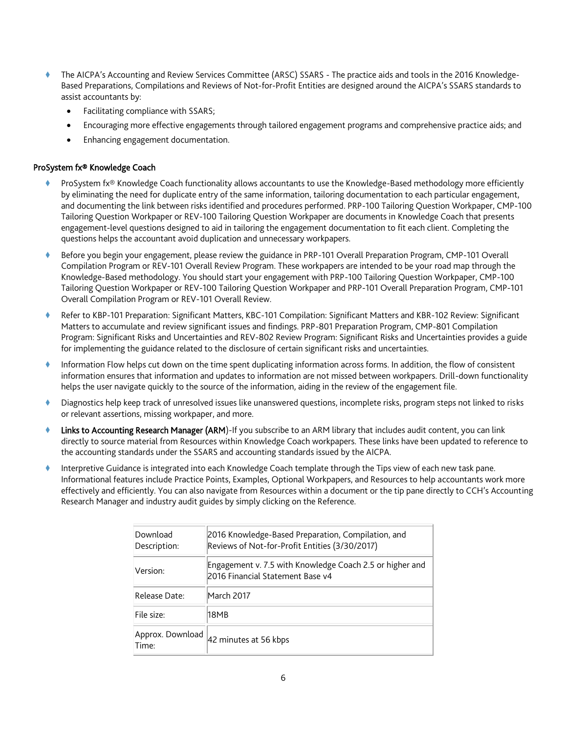- The AICPA's Accounting and Review Services Committee (ARSC) SSARS - The practice aids and tools in the 2016 Knowledge-Based Preparations, Compilations and Reviews of Not-for-Profit Entities are designed around the AICPA's SSARS standards to assist accountants by:
  - Facilitating compliance with SSARS;
  - Encouraging more effective engagements through tailored engagement programs and comprehensive practice aids; and
  - Enhancing engagement documentation.

**ProSystem fx® Knowledge Coach**

- ProSystem fx® Knowledge Coach functionality allows accountants to use the Knowledge-Based methodology more efficiently by eliminating the need for duplicate entry of the same information, tailoring documentation to each particular engagement, and documenting the link between risks identified and procedures performed. PRP-100 Tailoring Question Workpaper, CMP-100 Tailoring Question Workpaper or REV-100 Tailoring Question Workpaper are documents in Knowledge Coach that presents engagement-level questions designed to aid in tailoring the engagement documentation to fit each client. Completing the questions helps the accountant avoid duplication and unnecessary workpapers.
- Before you begin your engagement, please review the guidance in PRP-101 Overall Preparation Program, CMP-101 Overall Compilation Program or REV-101 Overall Review Program. These workpapers are intended to be your road map through the Knowledge-Based methodology. You should start your engagement with PRP-100 Tailoring Question Workpaper, CMP-100 Tailoring Question Workpaper or REV-100 Tailoring Question Workpaper and PRP-101 Overall Preparation Program, CMP-101 Overall Compilation Program or REV-101 Overall Review.
- Refer to KBP-101 Preparation: Significant Matters, KBC-101 Compilation: Significant Matters and KBR-102 Review: Significant Matters to accumulate and review significant issues and findings. PRP-801 Preparation Program, CMP-801 Compilation Program: Significant Risks and Uncertainties and REV-802 Review Program: Significant Risks and Uncertainties provides a guide for implementing the guidance related to the disclosure of certain significant risks and uncertainties.
- Information Flow helps cut down on the time spent duplicating information across forms. In addition, the flow of consistent information ensures that information and updates to information are not missed between workpapers. Drill-down functionality helps the user navigate quickly to the source of the information, aiding in the review of the engagement file.
- Diagnostics help keep track of unresolved issues like unanswered questions, incomplete risks, program steps not linked to risks or relevant assertions, missing workpaper, and more.
- **Links to Accounting Research Manager (ARM)**-If you subscribe to an ARM library that includes audit content, you can link directly to source material from Resources within Knowledge Coach workpapers. These links have been updated to reference to the accounting standards under the SSARS and accounting standards issued by the AICPA.
- Interpretive Guidance is integrated into each Knowledge Coach template through the Tips view of each new task pane. Informational features include Practice Points, Examples, Optional Workpapers, and Resources to help accountants work more effectively and efficiently. You can also navigate from Resources within a document or the tip pane directly to CCH's Accounting Research Manager and industry audit guides by simply clicking on the Reference.

| | |
|---|---|
| Download Description: | 2016 Knowledge-Based Preparation, Compilation, and Reviews of Not-for-Profit Entities (3/30/2017) |
| Version: | Engagement v. 7.5 with Knowledge Coach 2.5 or higher and 2016 Financial Statement Base v4 |
| Release Date: | March 2017 |
| File size: | 18MB |
| Approx. Download Time: | 42 minutes at 56 kbps |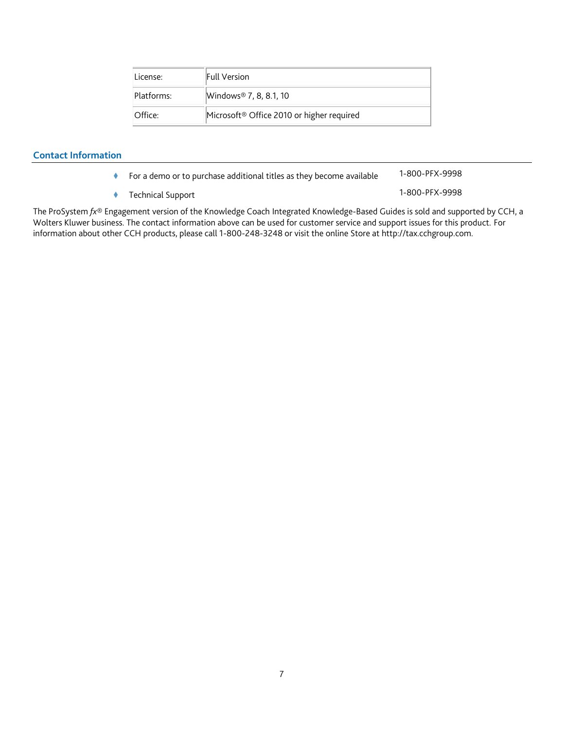| | |
|---|---|
| License: | Full Version |
| Platforms: | Windows® 7, 8, 8.1, 10 |
| Office: | Microsoft® Office 2010 or higher required |

## Contact Information

- For a demo or to purchase additional titles as they become available 1-800-PFX-9998
- Technical Support 1-800-PFX-9998

The ProSystem *fx*® Engagement version of the Knowledge Coach Integrated Knowledge-Based Guides is sold and supported by CCH, a Wolters Kluwer business. The contact information above can be used for customer service and support issues for this product. For information about other CCH products, please call 1-800-248-3248 or visit the online Store at http://tax.cchgroup.com.